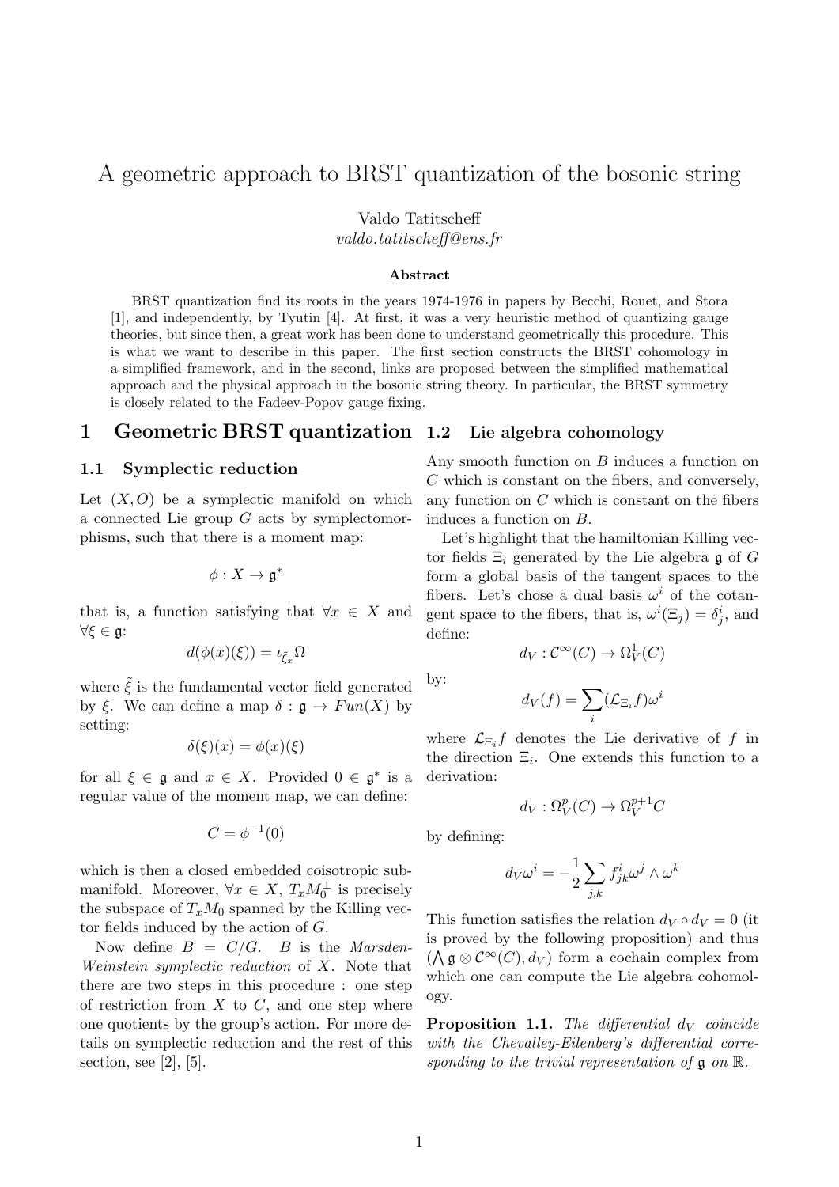# A geometric approach to BRST quantization of the bosonic string

Valdo Tatitscheff
*valdo.tatitscheff@ens.fr*

**Abstract**

BRST quantization find its roots in the years 1974-1976 in papers by Becchi, Rouet, and Stora [1], and independently, by Tyutin [4]. At first, it was a very heuristic method of quantizing gauge theories, but since then, a great work has been done to understand geometrically this procedure. This is what we want to describe in this paper. The first section constructs the BRST cohomology in a simplified framework, and in the second, links are proposed between the simplified mathematical approach and the physical approach in the bosonic string theory. In particular, the BRST symmetry is closely related to the Fadeev-Popov gauge fixing.

## 1 Geometric BRST quantization

### 1.1 Symplectic reduction

Let $(X, O)$ be a symplectic manifold on which a connected Lie group $G$ acts by symplectomorphisms, such that there is a moment map:

$$\phi : X \to \mathfrak{g}^*$$

that is, a function satisfying that $\forall x \in X$ and $\forall \xi \in \mathfrak{g}$:

$$d(\phi(x)(\xi)) = \iota_{\tilde{\xi}_x} \Omega$$

where $\tilde{\xi}$ is the fundamental vector field generated by $\xi$. We can define a map $\delta : \mathfrak{g} \to Fun(X)$ by setting:

$$\delta(\xi)(x) = \phi(x)(\xi)$$

for all $\xi \in \mathfrak{g}$ and $x \in X$. Provided $0 \in \mathfrak{g}^*$ is a regular value of the moment map, we can define:

$$C = \phi^{-1}(0)$$

which is then a closed embedded coisotropic submanifold. Moreover, $\forall x \in X$, $T_x M_0^{\perp}$ is precisely the subspace of $T_x M_0$ spanned by the Killing vector fields induced by the action of $G$.

Now define $B = C/G$. $B$ is the *Marsden-Weinstein symplectic reduction* of $X$. Note that there are two steps in this procedure : one step of restriction from $X$ to $C$, and one step where one quotients by the group's action. For more details on symplectic reduction and the rest of this section, see [2], [5].

### 1.2 Lie algebra cohomology

Any smooth function on $B$ induces a function on $C$ which is constant on the fibers, and conversely, any function on $C$ which is constant on the fibers induces a function on $B$.

Let's highlight that the hamiltonian Killing vector fields $\Xi_i$ generated by the Lie algebra $\mathfrak{g}$ of $G$ form a global basis of the tangent spaces to the fibers. Let's chose a dual basis $\omega^i$ of the cotangent space to the fibers, that is, $\omega^i(\Xi_j) = \delta^i_j$, and define:

$$d_V : \mathcal{C}^\infty(C) \to \Omega^1_V(C)$$

by:

$$d_V(f) = \sum_i (\mathcal{L}_{\Xi_i} f)\omega^i$$

where $\mathcal{L}_{\Xi_i} f$ denotes the Lie derivative of $f$ in the direction $\Xi_i$. One extends this function to a derivation:

$$d_V : \Omega^p_V(C) \to \Omega^{p+1}_V C$$

by defining:

$$d_V \omega^i = -\frac{1}{2} \sum_{j,k} f^i_{jk} \omega^j \wedge \omega^k$$

This function satisfies the relation $d_V \circ d_V = 0$ (it is proved by the following proposition) and thus $(\bigwedge \mathfrak{g} \otimes \mathcal{C}^\infty(C), d_V)$ form a cochain complex from which one can compute the Lie algebra cohomology.

**Proposition 1.1.** *The differential $d_V$ coincide with the Chevalley-Eilenberg's differential corresponding to the trivial representation of $\mathfrak{g}$ on $\mathbb{R}$.*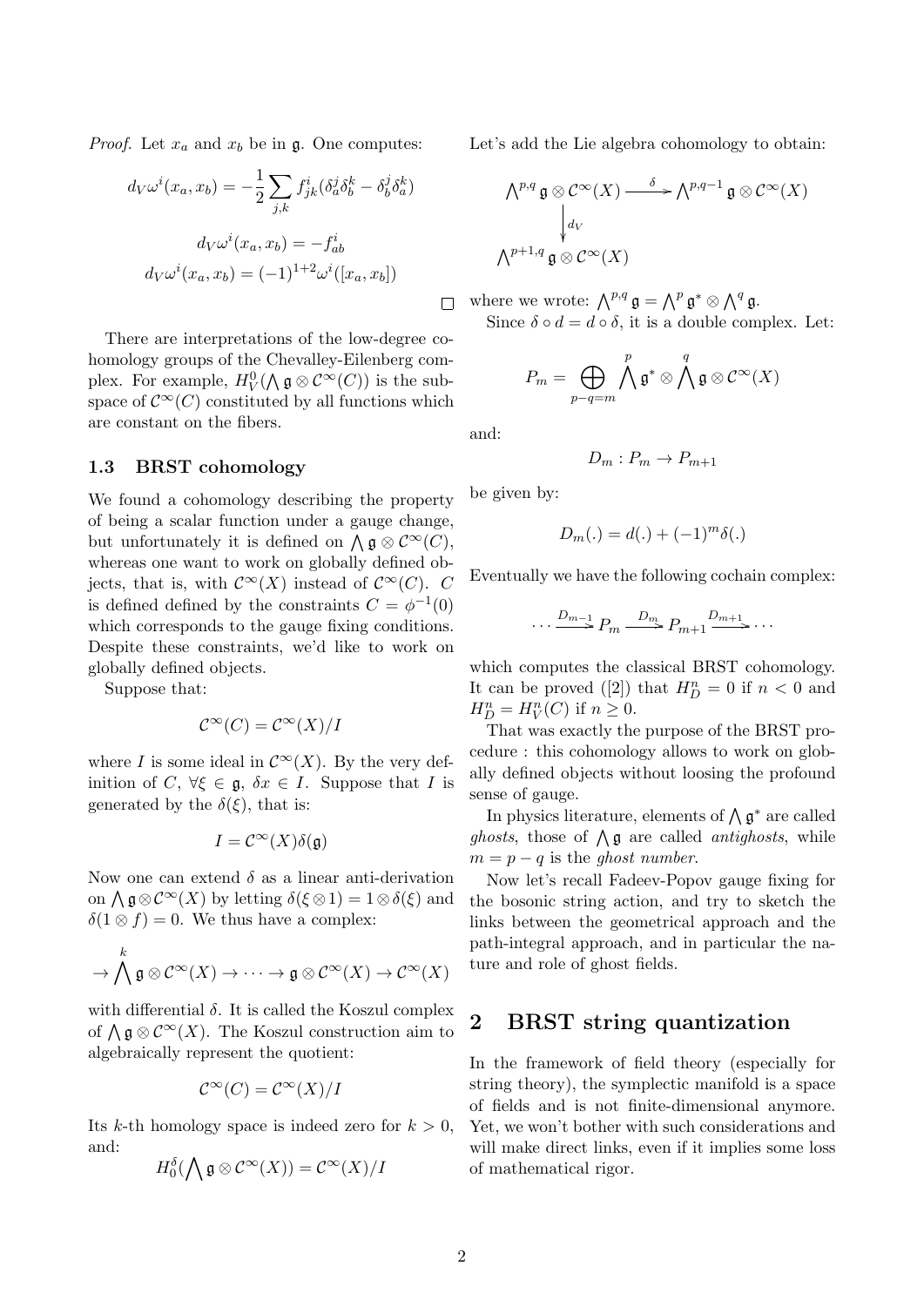*Proof.* Let $x_a$ and $x_b$ be in $\mathfrak{g}$. One computes:

$$d_V \omega^i(x_a, x_b) = -\frac{1}{2}\sum_{j,k} f^i_{jk}(\delta^j_a \delta^k_b - \delta^j_b \delta^k_a)$$

$$d_V \omega^i(x_a, x_b) = -f^i_{ab}$$

$$d_V \omega^i(x_a, x_b) = (-1)^{1+2}\omega^i([x_a, x_b])$$

□

There are interpretations of the low-degree cohomology groups of the Chevalley-Eilenberg complex. For example, $H^0_V(\bigwedge \mathfrak{g} \otimes \mathcal{C}^\infty(C))$ is the subspace of $\mathcal{C}^\infty(C)$ constituted by all functions which are constant on the fibers.

### 1.3 BRST cohomology

We found a cohomology describing the property of being a scalar function under a gauge change, but unfortunately it is defined on $\bigwedge \mathfrak{g} \otimes \mathcal{C}^\infty(C)$, whereas one want to work on globally defined objects, that is, with $\mathcal{C}^\infty(X)$ instead of $\mathcal{C}^\infty(C)$. $C$ is defined defined by the constraints $C = \phi^{-1}(0)$ which corresponds to the gauge fixing conditions. Despite these constraints, we'd like to work on globally defined objects.

Suppose that:

$$\mathcal{C}^\infty(C) = \mathcal{C}^\infty(X)/I$$

where $I$ is some ideal in $\mathcal{C}^\infty(X)$. By the very definition of $C$, $\forall \xi \in \mathfrak{g}$, $\delta x \in I$. Suppose that $I$ is generated by the $\delta(\xi)$, that is:

$$I = \mathcal{C}^\infty(X)\delta(\mathfrak{g})$$

Now one can extend $\delta$ as a linear anti-derivation on $\bigwedge \mathfrak{g} \otimes \mathcal{C}^\infty(X)$ by letting $\delta(\xi \otimes 1) = 1 \otimes \delta(\xi)$ and $\delta(1 \otimes f) = 0$. We thus have a complex:

$$\to \bigwedge^k \mathfrak{g} \otimes \mathcal{C}^\infty(X) \to \cdots \to \mathfrak{g} \otimes \mathcal{C}^\infty(X) \to \mathcal{C}^\infty(X)$$

with differential $\delta$. It is called the Koszul complex of $\bigwedge \mathfrak{g} \otimes \mathcal{C}^\infty(X)$. The Koszul construction aim to algebraically represent the quotient:

$$\mathcal{C}^\infty(C) = \mathcal{C}^\infty(X)/I$$

Its $k$-th homology space is indeed zero for $k > 0$, and:

$$H^\delta_0(\bigwedge \mathfrak{g} \otimes \mathcal{C}^\infty(X)) = \mathcal{C}^\infty(X)/I$$

Let's add the Lie algebra cohomology to obtain:

$$\begin{array}{ccc} \bigwedge^{p,q} \mathfrak{g} \otimes \mathcal{C}^\infty(X) & \xrightarrow{\delta} & \bigwedge^{p,q-1} \mathfrak{g} \otimes \mathcal{C}^\infty(X) \\ \big\downarrow{\scriptstyle d_V} & & \\ \bigwedge^{p+1,q} \mathfrak{g} \otimes \mathcal{C}^\infty(X) & & \end{array}$$

where we wrote: $\bigwedge^{p,q} \mathfrak{g} = \bigwedge^p \mathfrak{g}^* \otimes \bigwedge^q \mathfrak{g}$.

Since $\delta \circ d = d \circ \delta$, it is a double complex. Let:

$$P_m = \bigoplus_{p-q=m} \bigwedge^p \mathfrak{g}^* \otimes \bigwedge^q \mathfrak{g} \otimes \mathcal{C}^\infty(X)$$

and:

$$D_m : P_m \to P_{m+1}$$

be given by:

$$D_m(.) = d(.) + (-1)^m \delta(.)$$

Eventually we have the following cochain complex:

$$\cdots \xrightarrow{D_{m-1}} P_m \xrightarrow{D_m} P_{m+1} \xrightarrow{D_{m+1}} \cdots$$

which computes the classical BRST cohomology. It can be proved ([2]) that $H^n_D = 0$ if $n < 0$ and $H^n_D = H^n_V(C)$ if $n \geq 0$.

That was exactly the purpose of the BRST procedure : this cohomology allows to work on globally defined objects without loosing the profound sense of gauge.

In physics literature, elements of $\bigwedge \mathfrak{g}^*$ are called *ghosts*, those of $\bigwedge \mathfrak{g}$ are called *antighosts*, while $m = p - q$ is the *ghost number*.

Now let's recall Fadeev-Popov gauge fixing for the bosonic string action, and try to sketch the links between the geometrical approach and the path-integral approach, and in particular the nature and role of ghost fields.

## 2 BRST string quantization

In the framework of field theory (especially for string theory), the symplectic manifold is a space of fields and is not finite-dimensional anymore. Yet, we won't bother with such considerations and will make direct links, even if it implies some loss of mathematical rigor.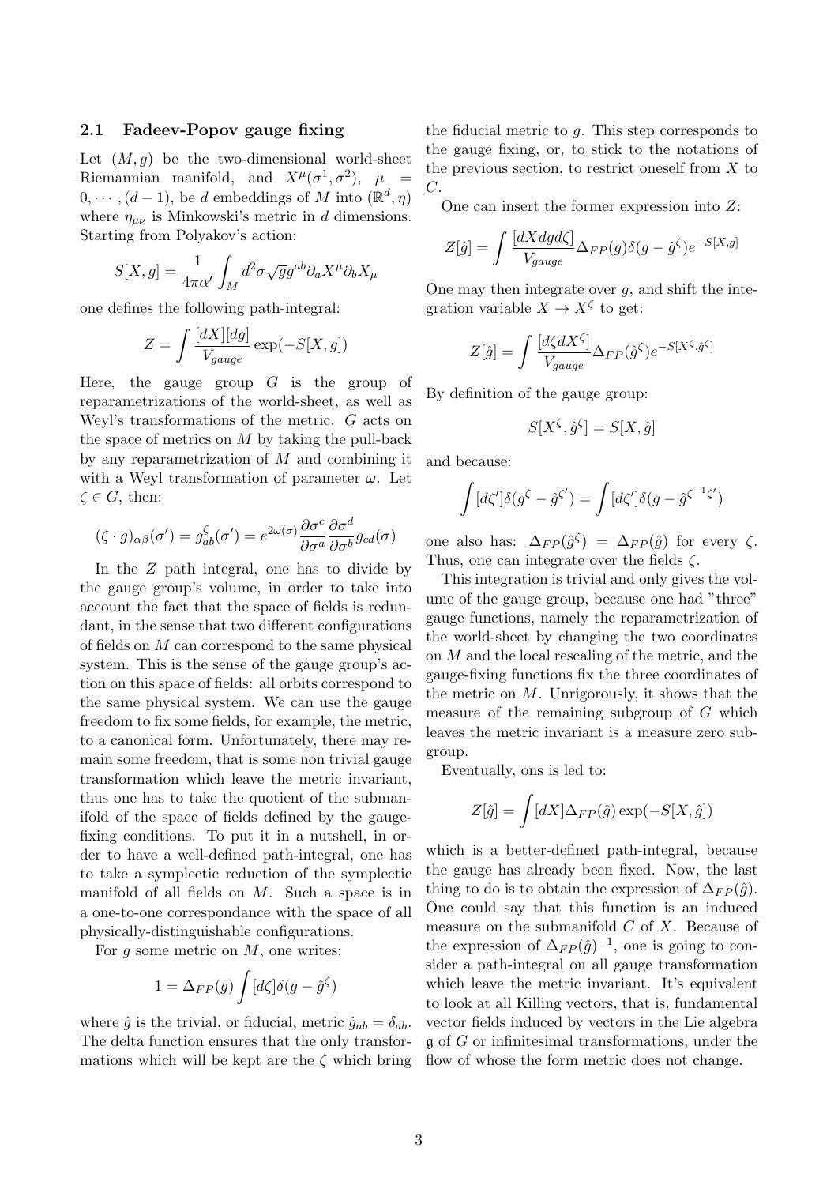### 2.1 Fadeev-Popov gauge fixing

Let $(M, g)$ be the two-dimensional world-sheet Riemannian manifold, and $X^\mu(\sigma^1, \sigma^2)$, $\mu = 0, \cdots, (d-1)$, be $d$ embeddings of $M$ into $(\mathbb{R}^d, \eta)$ where $\eta_{\mu\nu}$ is Minkowski's metric in $d$ dimensions. Starting from Polyakov's action:

$$S[X, g] = \frac{1}{4\pi\alpha'} \int_M d^2\sigma \sqrt{g} g^{ab} \partial_a X^\mu \partial_b X_\mu$$

one defines the following path-integral:

$$Z = \int \frac{[dX][dg]}{V_{gauge}} \exp(-S[X, g])$$

Here, the gauge group $G$ is the group of reparametrizations of the world-sheet, as well as Weyl's transformations of the metric. $G$ acts on the space of metrics on $M$ by taking the pull-back by any reparametrization of $M$ and combining it with a Weyl transformation of parameter $\omega$. Let $\zeta \in G$, then:

$$(\zeta \cdot g)_{\alpha\beta}(\sigma') = g^\zeta_{ab}(\sigma') = e^{2\omega(\sigma)} \frac{\partial \sigma^c}{\partial \sigma^a} \frac{\partial \sigma^d}{\partial \sigma^b} g_{cd}(\sigma)$$

In the $Z$ path integral, one has to divide by the gauge group's volume, in order to take into account the fact that the space of fields is redundant, in the sense that two different configurations of fields on $M$ can correspond to the same physical system. This is the sense of the gauge group's action on this space of fields: all orbits correspond to the same physical system. We can use the gauge freedom to fix some fields, for example, the metric, to a canonical form. Unfortunately, there may remain some freedom, that is some non trivial gauge transformation which leave the metric invariant, thus one has to take the quotient of the submanifold of the space of fields defined by the gauge-fixing conditions. To put it in a nutshell, in order to have a well-defined path-integral, one has to take a symplectic reduction of the symplectic manifold of all fields on $M$. Such a space is in a one-to-one correspondance with the space of all physically-distinguishable configurations.

For $g$ some metric on $M$, one writes:

$$1 = \Delta_{FP}(g) \int [d\zeta] \delta(g - \hat{g}^\zeta)$$

where $\hat{g}$ is the trivial, or fiducial, metric $\hat{g}_{ab} = \delta_{ab}$. The delta function ensures that the only transformations which will be kept are the $\zeta$ which bring the fiducial metric to $g$. This step corresponds to the gauge fixing, or, to stick to the notations of the previous section, to restrict oneself from $X$ to $C$.

One can insert the former expression into $Z$:

$$Z[\hat{g}] = \int \frac{[dX dg d\zeta]}{V_{gauge}} \Delta_{FP}(g) \delta(g - \hat{g}^\zeta) e^{-S[X,g]}$$

One may then integrate over $g$, and shift the integration variable $X \to X^\zeta$ to get:

$$Z[\hat{g}] = \int \frac{[d\zeta dX^\zeta]}{V_{gauge}} \Delta_{FP}(\hat{g}^\zeta) e^{-S[X^\zeta, \hat{g}^\zeta]}$$

By definition of the gauge group:

$$S[X^\zeta, \hat{g}^\zeta] = S[X, \hat{g}]$$

and because:

$$\int [d\zeta'] \delta(g^\zeta - \hat{g}^{\zeta'}) = \int [d\zeta'] \delta(g - \hat{g}^{\zeta^{-1}\zeta'})$$

one also has: $\Delta_{FP}(\hat{g}^\zeta) = \Delta_{FP}(\hat{g})$ for every $\zeta$. Thus, one can integrate over the fields $\zeta$.

This integration is trivial and only gives the volume of the gauge group, because one had "three" gauge functions, namely the reparametrization of the world-sheet by changing the two coordinates on $M$ and the local rescaling of the metric, and the gauge-fixing functions fix the three coordinates of the metric on $M$. Unrigorously, it shows that the measure of the remaining subgroup of $G$ which leaves the metric invariant is a measure zero subgroup.

Eventually, ons is led to:

$$Z[\hat{g}] = \int [dX] \Delta_{FP}(\hat{g}) \exp(-S[X, \hat{g}])$$

which is a better-defined path-integral, because the gauge has already been fixed. Now, the last thing to do is to obtain the expression of $\Delta_{FP}(\hat{g})$. One could say that this function is an induced measure on the submanifold $C$ of $X$. Because of the expression of $\Delta_{FP}(\hat{g})^{-1}$, one is going to consider a path-integral on all gauge transformation which leave the metric invariant. It's equivalent to look at all Killing vectors, that is, fundamental vector fields induced by vectors in the Lie algebra $\mathfrak{g}$ of $G$ or infinitesimal transformations, under the flow of whose the form metric does not change.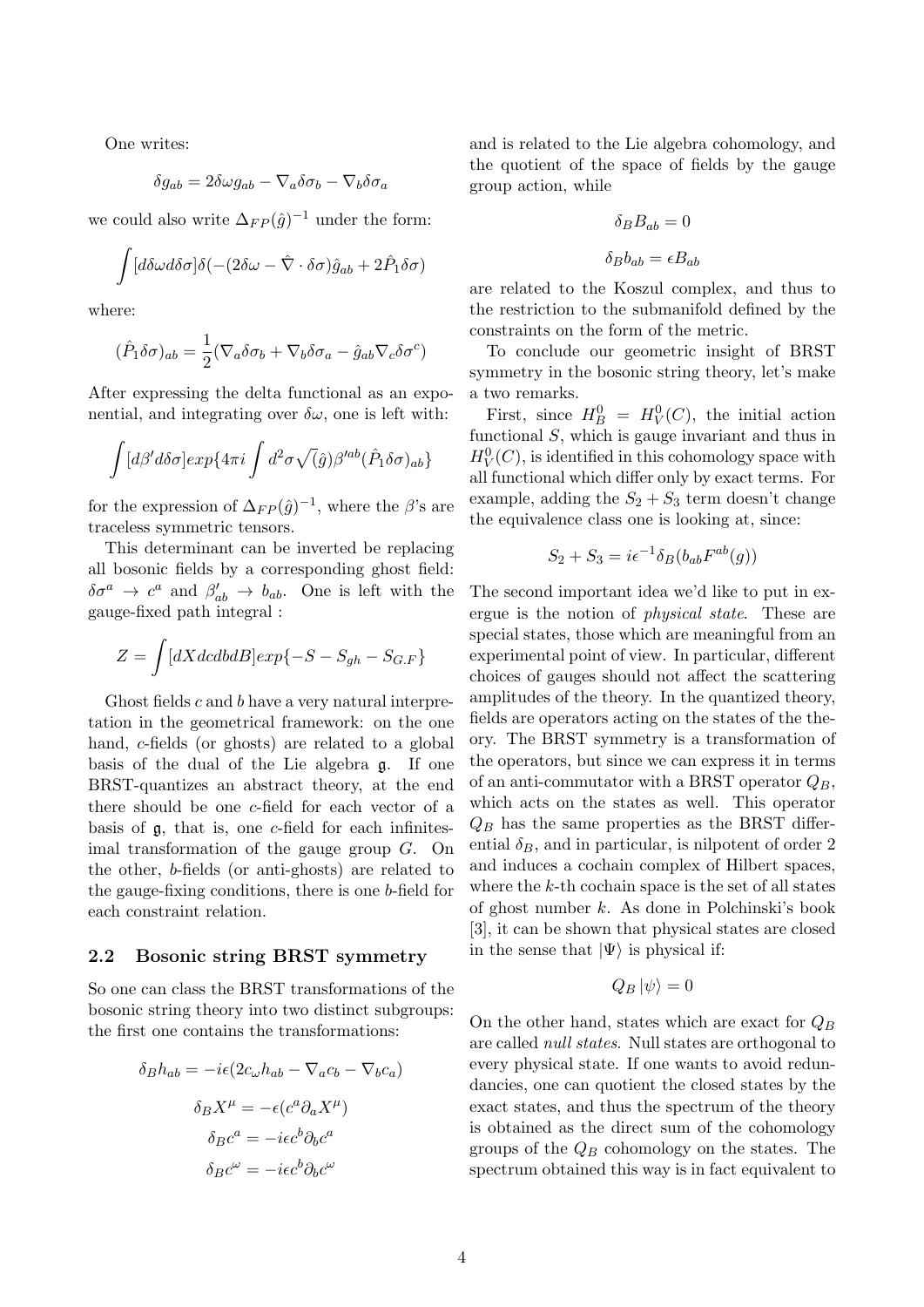One writes:

$$\delta g_{ab} = 2\delta\omega g_{ab} - \nabla_a \delta\sigma_b - \nabla_b \delta\sigma_a$$

we could also write $\Delta_{FP}(\hat{g})^{-1}$ under the form:

$$\int [d\delta\omega d\delta\sigma] \delta(-(2\delta\omega - \hat{\nabla}\cdot\delta\sigma)\hat{g}_{ab} + 2\hat{P}_1\delta\sigma)$$

where:

$$(\hat{P}_1\delta\sigma)_{ab} = \frac{1}{2}(\nabla_a\delta\sigma_b + \nabla_b\delta\sigma_a - \hat{g}_{ab}\nabla_c\delta\sigma^c)$$

After expressing the delta functional as an exponential, and integrating over $\delta\omega$, one is left with:

$$\int [d\beta' d\delta\sigma] exp\{4\pi i \int d^2\sigma \sqrt(\hat{g})\beta'^{ab}(\hat{P}_1\delta\sigma)_{ab}\}$$

for the expression of $\Delta_{FP}(\hat{g})^{-1}$, where the $\beta$'s are traceless symmetric tensors.

This determinant can be inverted be replacing all bosonic fields by a corresponding ghost field: $\delta\sigma^a \rightarrow c^a$ and $\beta'_{ab} \rightarrow b_{ab}$. One is left with the gauge-fixed path integral :

$$Z = \int [dXdcdbdB] exp\{-S - S_{gh} - S_{G.F}\}$$

Ghost fields $c$ and $b$ have a very natural interpretation in the geometrical framework: on the one hand, $c$-fields (or ghosts) are related to a global basis of the dual of the Lie algebra $\mathfrak{g}$. If one BRST-quantizes an abstract theory, at the end there should be one $c$-field for each vector of a basis of $\mathfrak{g}$, that is, one $c$-field for each infinitesimal transformation of the gauge group $G$. On the other, $b$-fields (or anti-ghosts) are related to the gauge-fixing conditions, there is one $b$-field for each constraint relation.

## 2.2 Bosonic string BRST symmetry

So one can class the BRST transformations of the bosonic string theory into two distinct subgroups: the first one contains the transformations:

$$\delta_B h_{ab} = -i\epsilon(2c_\omega h_{ab} - \nabla_a c_b - \nabla_b c_a)$$

$$\delta_B X^\mu = -\epsilon(c^a\partial_a X^\mu)$$

$$\delta_B c^a = -i\epsilon c^b \partial_b c^a$$

$$\delta_B c^\omega = -i\epsilon c^b \partial_b c^\omega$$

and is related to the Lie algebra cohomology, and the quotient of the space of fields by the gauge group action, while

$$\delta_B B_{ab} = 0$$

$$\delta_B b_{ab} = \epsilon B_{ab}$$

are related to the Koszul complex, and thus to the restriction to the submanifold defined by the constraints on the form of the metric.

To conclude our geometric insight of BRST symmetry in the bosonic string theory, let's make a two remarks.

First, since $H^0_B = H^0_V(C)$, the initial action functional $S$, which is gauge invariant and thus in $H^0_V(C)$, is identified in this cohomology space with all functional which differ only by exact terms. For example, adding the $S_2 + S_3$ term doesn't change the equivalence class one is looking at, since:

$$S_2 + S_3 = i\epsilon^{-1}\delta_B(b_{ab}F^{ab}(g))$$

The second important idea we'd like to put in exergue is the notion of *physical state*. These are special states, those which are meaningful from an experimental point of view. In particular, different choices of gauges should not affect the scattering amplitudes of the theory. In the quantized theory, fields are operators acting on the states of the theory. The BRST symmetry is a transformation of the operators, but since we can express it in terms of an anti-commutator with a BRST operator $Q_B$, which acts on the states as well. This operator $Q_B$ has the same properties as the BRST differential $\delta_B$, and in particular, is nilpotent of order 2 and induces a cochain complex of Hilbert spaces, where the $k$-th cochain space is the set of all states of ghost number $k$. As done in Polchinski's book [3], it can be shown that physical states are closed in the sense that $|\Psi\rangle$ is physical if:

$$Q_B |\psi\rangle = 0$$

On the other hand, states which are exact for $Q_B$ are called *null states*. Null states are orthogonal to every physical state. If one wants to avoid redundancies, one can quotient the closed states by the exact states, and thus the spectrum of the theory is obtained as the direct sum of the cohomology groups of the $Q_B$ cohomology on the states. The spectrum obtained this way is in fact equivalent to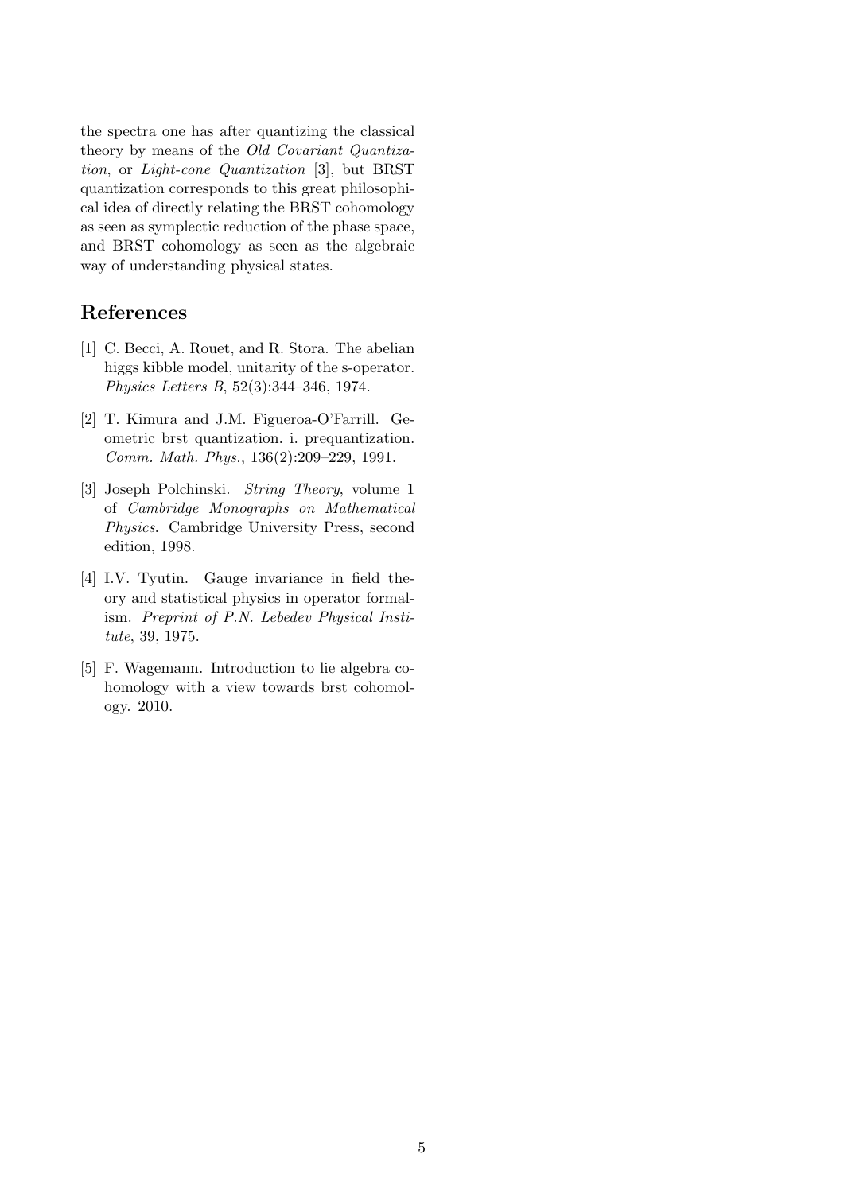the spectra one has after quantizing the classical theory by means of the *Old Covariant Quantization*, or *Light-cone Quantization* [3], but BRST quantization corresponds to this great philosophical idea of directly relating the BRST cohomology as seen as symplectic reduction of the phase space, and BRST cohomology as seen as the algebraic way of understanding physical states.

## References

[1] C. Becci, A. Rouet, and R. Stora. The abelian higgs kibble model, unitarity of the s-operator. *Physics Letters B*, 52(3):344–346, 1974.

[2] T. Kimura and J.M. Figueroa-O'Farrill. Geometric brst quantization. i. prequantization. *Comm. Math. Phys.*, 136(2):209–229, 1991.

[3] Joseph Polchinski. *String Theory*, volume 1 of *Cambridge Monographs on Mathematical Physics*. Cambridge University Press, second edition, 1998.

[4] I.V. Tyutin. Gauge invariance in field theory and statistical physics in operator formalism. *Preprint of P.N. Lebedev Physical Institute*, 39, 1975.

[5] F. Wagemann. Introduction to lie algebra cohomology with a view towards brst cohomology. 2010.